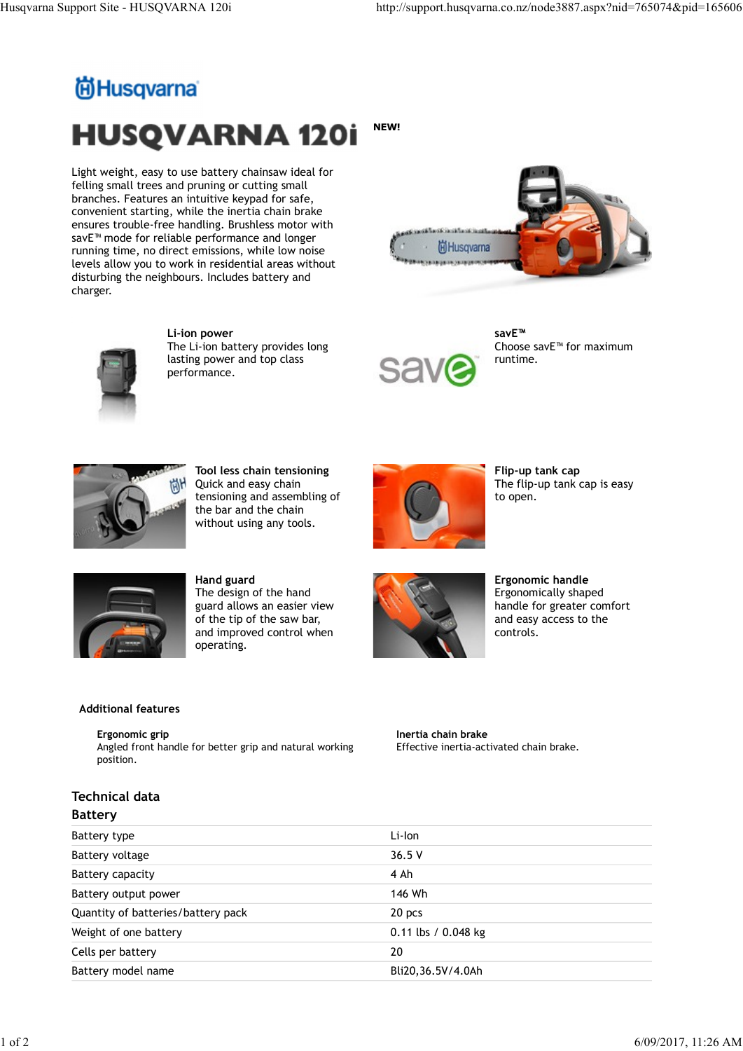# HUSQVARNA 120i

**NEW!**

Light weight, easy to use battery chainsaw ideal for felling small trees and pruning or cutting small branches. Features an intuitive keypad for safe, convenient starting, while the inertia chain brake ensures trouble-free handling. Brushless motor with savE™ mode for reliable performance and longer running time, no direct emissions, while low noise levels allow you to work in residential areas without disturbing the neighbours. Includes battery and charger.

**Li-ion power**
The Li-ion battery provides long lasting power and top class performance.

**savE™**
Choose savE™ for maximum runtime.

**Tool less chain tensioning**
Quick and easy chain tensioning and assembling of the bar and the chain without using any tools.

**Flip-up tank cap**
The flip-up tank cap is easy to open.

**Hand guard**
The design of the hand guard allows an easier view of the tip of the saw bar, and improved control when operating.

**Ergonomic handle**
Ergonomically shaped handle for greater comfort and easy access to the controls.

## Additional features

**Ergonomic grip**
Angled front handle for better grip and natural working position.

**Inertia chain brake**
Effective inertia-activated chain brake.

## Technical data

### Battery

| | |
|---|---|
| Battery type | Li-Ion |
| Battery voltage | 36.5 V |
| Battery capacity | 4 Ah |
| Battery output power | 146 Wh |
| Quantity of batteries/battery pack | 20 pcs |
| Weight of one battery | 0.11 lbs / 0.048 kg |
| Cells per battery | 20 |
| Battery model name | Bli20,36.5V/4.0Ah |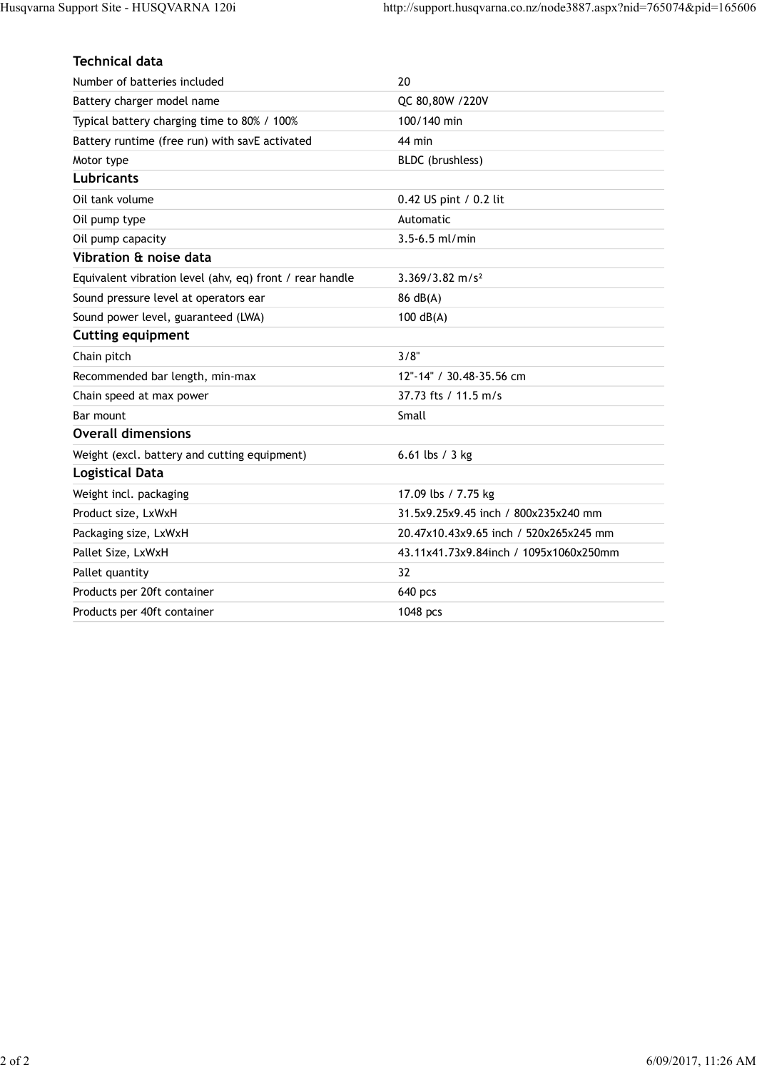## Technical data

| | |
|---|---|
| Number of batteries included | 20 |
| Battery charger model name | QC 80,80W /220V |
| Typical battery charging time to 80% / 100% | 100/140 min |
| Battery runtime (free run) with savE activated | 44 min |
| Motor type | BLDC (brushless) |

## Lubricants

| | |
|---|---|
| Oil tank volume | 0.42 US pint / 0.2 lit |
| Oil pump type | Automatic |
| Oil pump capacity | 3.5-6.5 ml/min |

## Vibration & noise data

| | |
|---|---|
| Equivalent vibration level (ahv, eq) front / rear handle | 3.369/3.82 $m/s^2$ |
| Sound pressure level at operators ear | 86 dB(A) |
| Sound power level, guaranteed (LWA) | 100 dB(A) |

## Cutting equipment

| | |
|---|---|
| Chain pitch | 3/8" |
| Recommended bar length, min-max | 12"-14" / 30.48-35.56 cm |
| Chain speed at max power | 37.73 fts / 11.5 m/s |
| Bar mount | Small |

## Overall dimensions

| | |
|---|---|
| Weight (excl. battery and cutting equipment) | 6.61 lbs / 3 kg |

## Logistical Data

| | |
|---|---|
| Weight incl. packaging | 17.09 lbs / 7.75 kg |
| Product size, LxWxH | 31.5x9.25x9.45 inch / 800x235x240 mm |
| Packaging size, LxWxH | 20.47x10.43x9.65 inch / 520x265x245 mm |
| Pallet Size, LxWxH | 43.11x41.73x9.84inch / 1095x1060x250mm |
| Pallet quantity | 32 |
| Products per 20ft container | 640 pcs |
| Products per 40ft container | 1048 pcs |